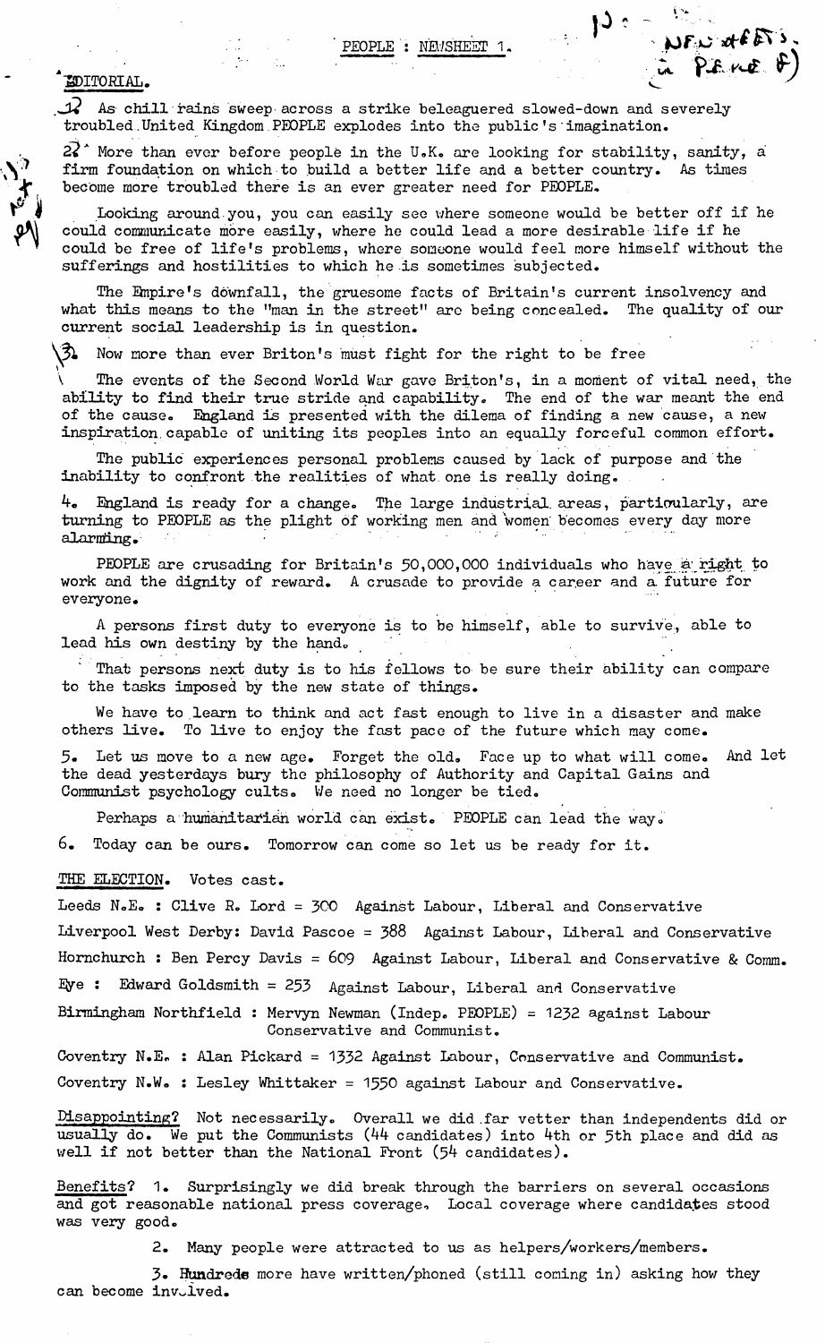PEOPLE : NEWSHEET 1.

# EDITORIAL.

1. As chill rains sweep across a strike beleaguered slowed-down and severely troubled United Kingdom PEOPLE explodes into the public's imagination.

2. More than ever before people in the U.K. are looking for stability, sanity, a firm foundation on which to build a better life and a better country. As times become more troubled there is an ever greater need for PEOPLE.

Looking around you, you can easily see where someone would be better off if he could communicate more easily, where he could lead a more desirable life if he could be free of life's problems, where someone would feel more himself without the sufferings and hostilities to which he is sometimes subjected.

The Empire's downfall, the gruesome facts of Britain's current insolvency and what this means to the "man in the street" are being concealed. The quality of our current social leadership is in question.

3. Now more than ever Briton's must fight for the right to be free

The events of the Second World War gave Briton's, in a moment of vital need, the ability to find their true stride and capability. The end of the war meant the end of the cause. England is presented with the dilema of finding a new cause, a new inspiration capable of uniting its peoples into an equally forceful common effort.

The public experiences personal problems caused by lack of purpose and the inability to confront the realities of what one is really doing.

4. England is ready for a change. The large industrial areas, particularly, are turning to PEOPLE as the plight of working men and women becomes every day more alarming.

PEOPLE are crusading for Britain's 50,000,000 individuals who have a right to work and the dignity of reward. A crusade to provide a career and a future for everyone.

A persons first duty to everyone is to be himself, able to survive, able to lead his own destiny by the hand.

That persons next duty is to his fellows to be sure their ability can compare to the tasks imposed by the new state of things.

We have to learn to think and act fast enough to live in a disaster and make others live. To live to enjoy the fast pace of the future which may come.

5. Let us move to a new age. Forget the old. Face up to what will come. And let the dead yesterdays bury the philosophy of Authority and Capital Gains and Communist psychology cults. We need no longer be tied.

Perhaps a humanitarian world can exist. PEOPLE can lead the way.

6. Today can be ours. Tomorrow can come so let us be ready for it.

**THE ELECTION.** Votes cast.

Leeds N.E. : Clive R. Lord = 300 Against Labour, Liberal and Conservative

Liverpool West Derby: David Pascoe = 388 Against Labour, Liberal and Conservative

Hornchurch : Ben Percy Davis = 609 Against Labour, Liberal and Conservative & Comm.

Eye : Edward Goldsmith = 253 Against Labour, Liberal and Conservative

Birmingham Northfield : Mervyn Newman (Indep. PEOPLE) = 1232 against Labour Conservative and Communist.

Coventry N.E. : Alan Pickard = 1332 Against Labour, Conservative and Communist.

Coventry N.W. : Lesley Whittaker = 1550 against Labour and Conservative.

Disappointing? Not necessarily. Overall we did far vetter than independents did or usually do. We put the Communists (44 candidates) into 4th or 5th place and did as well if not better than the National Front (54 candidates).

Benefits? 1. Surprisingly we did break through the barriers on several occasions and got reasonable national press coverage. Local coverage where candidates stood was very good.

2. Many people were attracted to us as helpers/workers/members.

3. Hundreds more have written/phoned (still coming in) asking how they can become involved.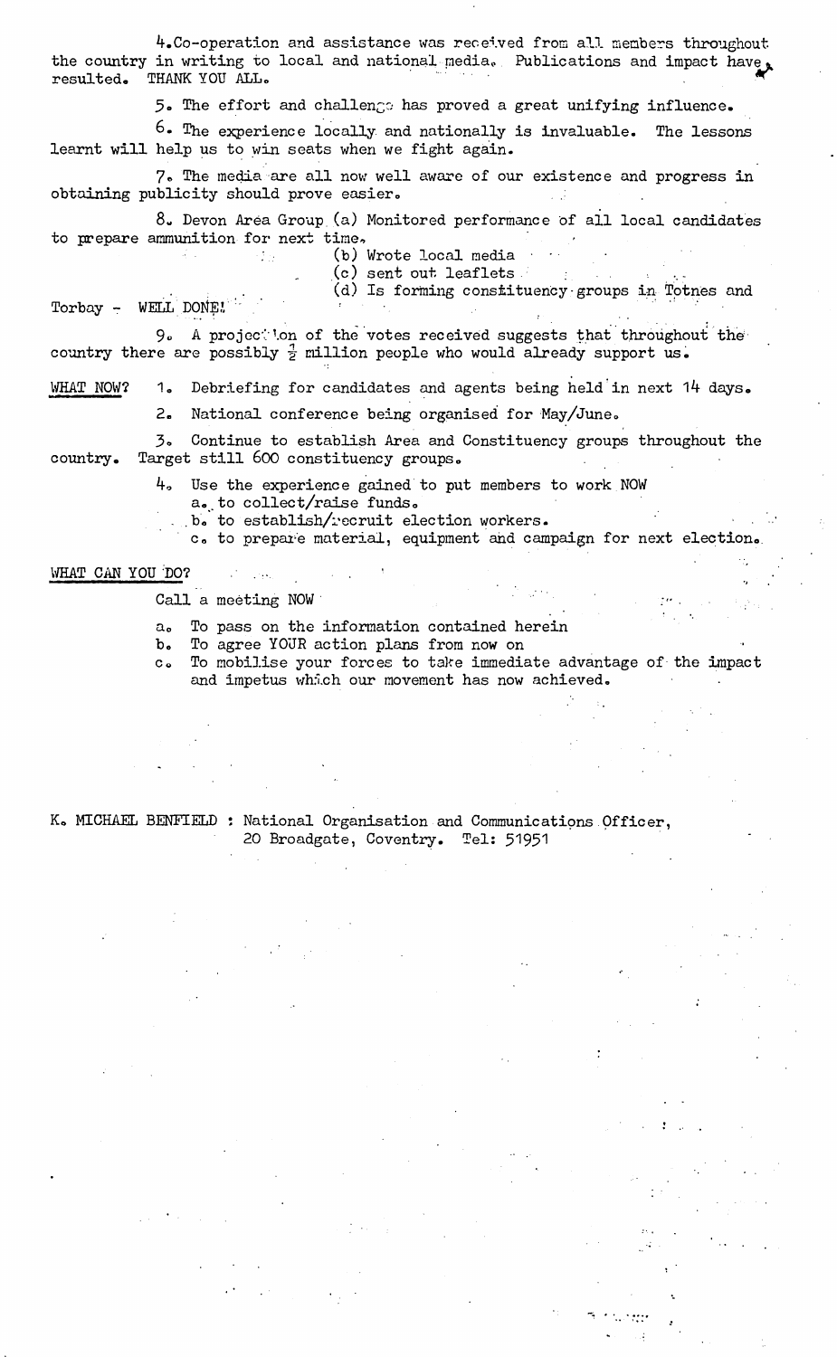4. Co-operation and assistance was received from all members throughout the country in writing to local and national media. Publications and impact have resulted. THANK YOU ALL.

5. The effort and challenge has proved a great unifying influence.

6. The experience locally and nationally is invaluable. The lessons learnt will help us to win seats when we fight again.

7. The media are all now well aware of our existence and progress in obtaining publicity should prove easier.

8. Devon Area Group (a) Monitored performance of all local candidates to prepare ammunition for next time.
(b) Wrote local media
(c) sent out leaflets
(d) Is forming constituency groups in Totnes and Torbay - WELL DONE!

9. A projection of the votes received suggests that throughout the country there are possibly ½ million people who would already support us.

<u>WHAT NOW?</u>

1. Debriefing for candidates and agents being held in next 14 days.
2. National conference being organised for May/June.
3. Continue to establish Area and Constituency groups throughout the country. Target still 600 constituency groups.
4. Use the experience gained to put members to work NOW
   a. to collect/raise funds.
   b. to establish/recruit election workers.
   c. to prepare material, equipment and campaign for next election.

<u>WHAT CAN YOU DO?</u>

Call a meeting NOW

a. To pass on the information contained herein
b. To agree YOUR action plans from now on
c. To mobilise your forces to take immediate advantage of the impact and impetus which our movement has now achieved.

K. MICHAEL BENFIELD : National Organisation and Communications Officer,
20 Broadgate, Coventry. Tel: 51951